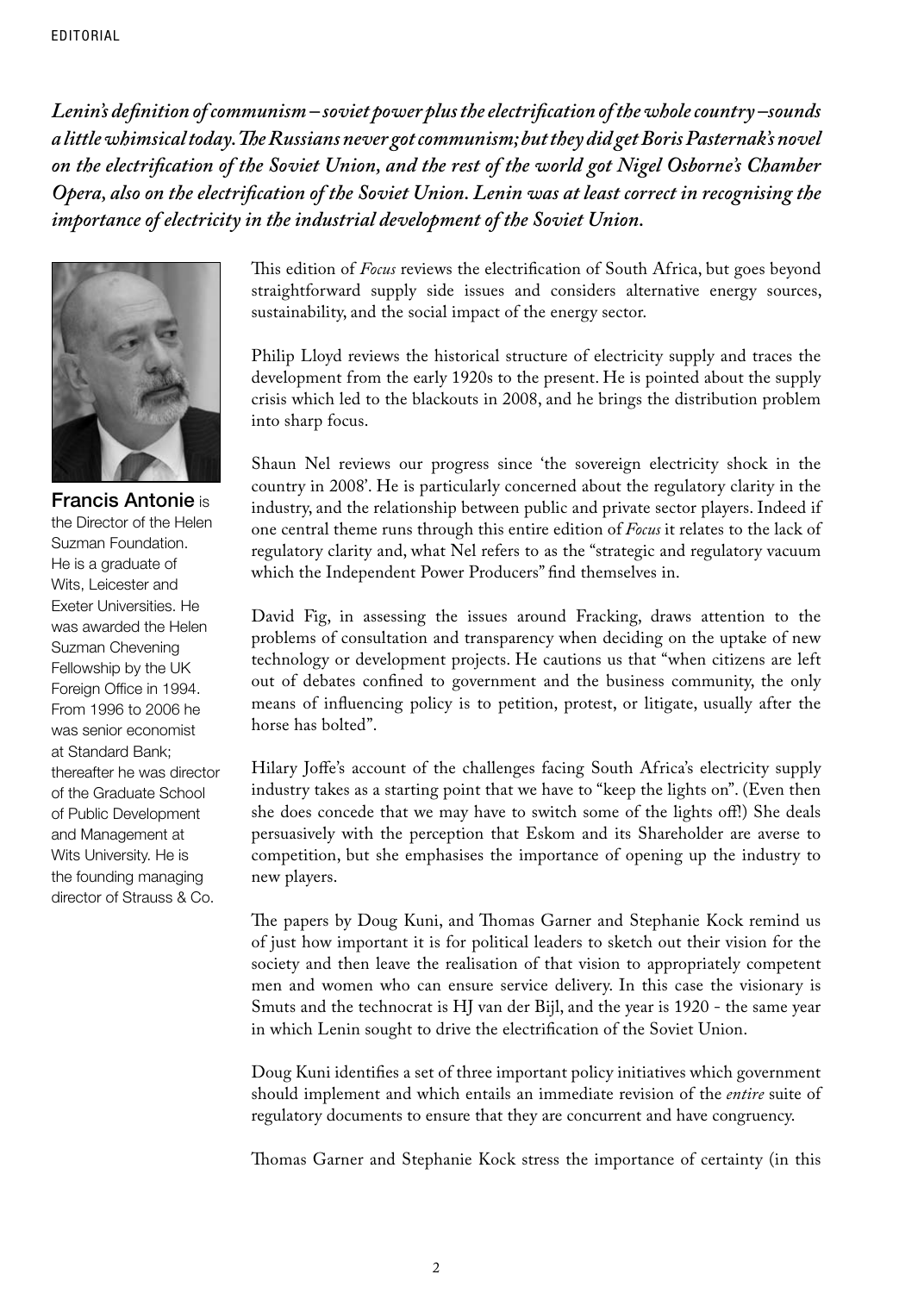EDITORIAL

***Lenin's definition of communism – soviet power plus the electrification of the whole country – sounds a little whimsical today. The Russians never got communism; but they did get Boris Pasternak's novel on the electrification of the Soviet Union, and the rest of the world got Nigel Osborne's Chamber Opera, also on the electrification of the Soviet Union. Lenin was at least correct in recognising the importance of electricity in the industrial development of the Soviet Union.***

**Francis Antonie** is the Director of the Helen Suzman Foundation. He is a graduate of Wits, Leicester and Exeter Universities. He was awarded the Helen Suzman Chevening Fellowship by the UK Foreign Office in 1994. From 1996 to 2006 he was senior economist at Standard Bank; thereafter he was director of the Graduate School of Public Development and Management at Wits University. He is the founding managing director of Strauss & Co.

This edition of *Focus* reviews the electrification of South Africa, but goes beyond straightforward supply side issues and considers alternative energy sources, sustainability, and the social impact of the energy sector.

Philip Lloyd reviews the historical structure of electricity supply and traces the development from the early 1920s to the present. He is pointed about the supply crisis which led to the blackouts in 2008, and he brings the distribution problem into sharp focus.

Shaun Nel reviews our progress since 'the sovereign electricity shock in the country in 2008'. He is particularly concerned about the regulatory clarity in the industry, and the relationship between public and private sector players. Indeed if one central theme runs through this entire edition of *Focus* it relates to the lack of regulatory clarity and, what Nel refers to as the "strategic and regulatory vacuum which the Independent Power Producers" find themselves in.

David Fig, in assessing the issues around Fracking, draws attention to the problems of consultation and transparency when deciding on the uptake of new technology or development projects. He cautions us that "when citizens are left out of debates confined to government and the business community, the only means of influencing policy is to petition, protest, or litigate, usually after the horse has bolted".

Hilary Joffe's account of the challenges facing South Africa's electricity supply industry takes as a starting point that we have to "keep the lights on". (Even then she does concede that we may have to switch some of the lights off!) She deals persuasively with the perception that Eskom and its Shareholder are averse to competition, but she emphasises the importance of opening up the industry to new players.

The papers by Doug Kuni, and Thomas Garner and Stephanie Kock remind us of just how important it is for political leaders to sketch out their vision for the society and then leave the realisation of that vision to appropriately competent men and women who can ensure service delivery. In this case the visionary is Smuts and the technocrat is HJ van der Bijl, and the year is 1920 - the same year in which Lenin sought to drive the electrification of the Soviet Union.

Doug Kuni identifies a set of three important policy initiatives which government should implement and which entails an immediate revision of the *entire* suite of regulatory documents to ensure that they are concurrent and have congruency.

Thomas Garner and Stephanie Kock stress the importance of certainty (in this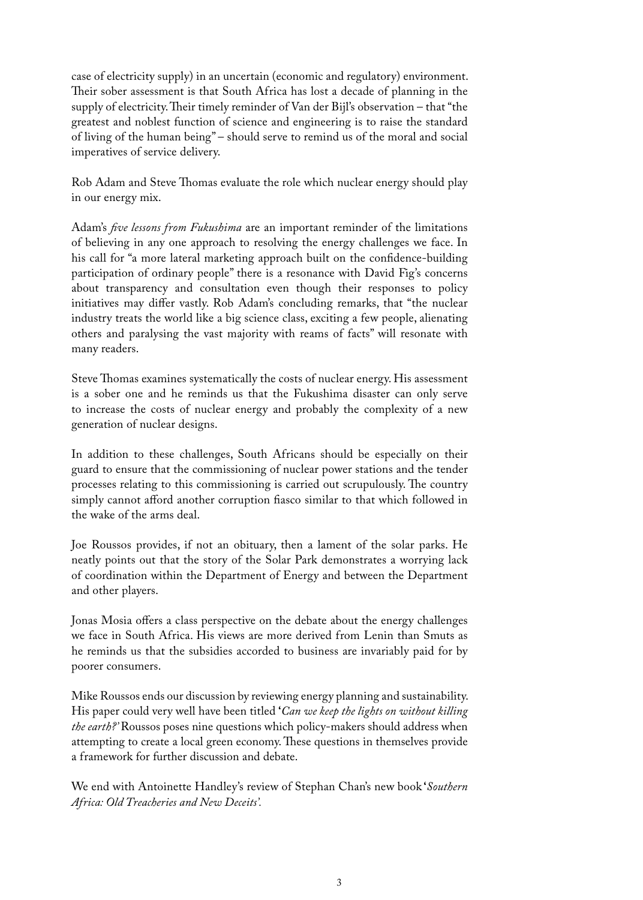case of electricity supply) in an uncertain (economic and regulatory) environment. Their sober assessment is that South Africa has lost a decade of planning in the supply of electricity. Their timely reminder of Van der Bijl's observation – that "the greatest and noblest function of science and engineering is to raise the standard of living of the human being" – should serve to remind us of the moral and social imperatives of service delivery.

Rob Adam and Steve Thomas evaluate the role which nuclear energy should play in our energy mix.

Adam's *five lessons from Fukushima* are an important reminder of the limitations of believing in any one approach to resolving the energy challenges we face. In his call for "a more lateral marketing approach built on the confidence-building participation of ordinary people" there is a resonance with David Fig's concerns about transparency and consultation even though their responses to policy initiatives may differ vastly. Rob Adam's concluding remarks, that "the nuclear industry treats the world like a big science class, exciting a few people, alienating others and paralysing the vast majority with reams of facts" will resonate with many readers.

Steve Thomas examines systematically the costs of nuclear energy. His assessment is a sober one and he reminds us that the Fukushima disaster can only serve to increase the costs of nuclear energy and probably the complexity of a new generation of nuclear designs.

In addition to these challenges, South Africans should be especially on their guard to ensure that the commissioning of nuclear power stations and the tender processes relating to this commissioning is carried out scrupulously. The country simply cannot afford another corruption fiasco similar to that which followed in the wake of the arms deal.

Joe Roussos provides, if not an obituary, then a lament of the solar parks. He neatly points out that the story of the Solar Park demonstrates a worrying lack of coordination within the Department of Energy and between the Department and other players.

Jonas Mosia offers a class perspective on the debate about the energy challenges we face in South Africa. His views are more derived from Lenin than Smuts as he reminds us that the subsidies accorded to business are invariably paid for by poorer consumers.

Mike Roussos ends our discussion by reviewing energy planning and sustainability. His paper could very well have been titled '*Can we keep the lights on without killing the earth?*' Roussos poses nine questions which policy-makers should address when attempting to create a local green economy. These questions in themselves provide a framework for further discussion and debate.

We end with Antoinette Handley's review of Stephan Chan's new book '*Southern Africa: Old Treacheries and New Deceits*'.